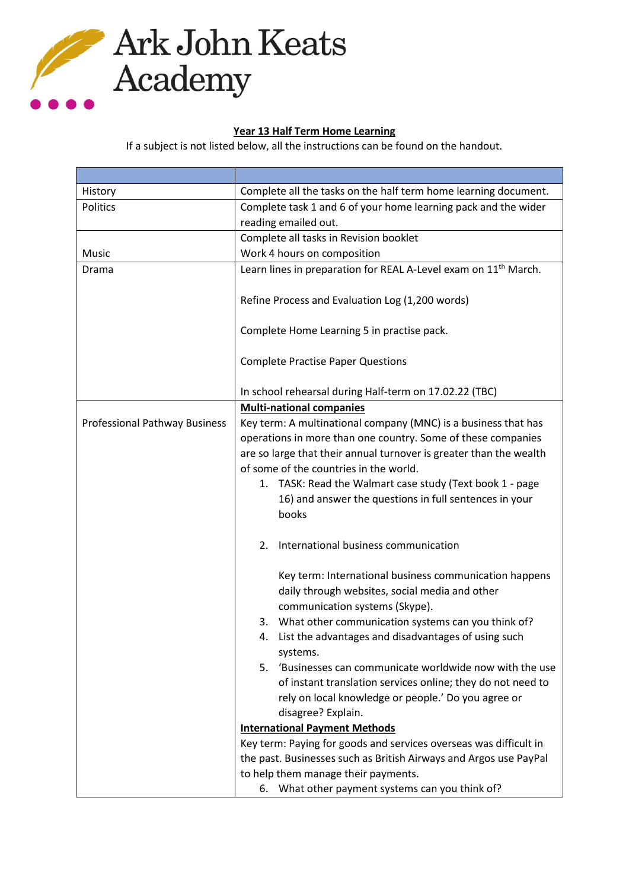Ark John Keats Academy

**Year 13 Half Term Home Learning**

If a subject is not listed below, all the instructions can be found on the handout.

| | |
|---|---|
| History | Complete all the tasks on the half term home learning document. |
| Politics | Complete task 1 and 6 of your home learning pack and the wider reading emailed out. |
| Music | Complete all tasks in Revision booklet<br>Work 4 hours on composition |
| Drama | Learn lines in preparation for REAL A-Level exam on 11th March.<br><br>Refine Process and Evaluation Log (1,200 words)<br><br>Complete Home Learning 5 in practise pack.<br><br>Complete Practise Paper Questions<br><br>In school rehearsal during Half-term on 17.02.22 (TBC) |
| Professional Pathway Business | **Multi-national companies**<br>Key term: A multinational company (MNC) is a business that has operations in more than one country. Some of these companies are so large that their annual turnover is greater than the wealth of some of the countries in the world.<br>1. TASK: Read the Walmart case study (Text book 1 - page 16) and answer the questions in full sentences in your books<br><br>2. International business communication<br><br>Key term: International business communication happens daily through websites, social media and other communication systems (Skype).<br>3. What other communication systems can you think of?<br>4. List the advantages and disadvantages of using such systems.<br>5. 'Businesses can communicate worldwide now with the use of instant translation services online; they do not need to rely on local knowledge or people.' Do you agree or disagree? Explain.<br>**International Payment Methods**<br>Key term: Paying for goods and services overseas was difficult in the past. Businesses such as British Airways and Argos use PayPal to help them manage their payments.<br>6. What other payment systems can you think of? |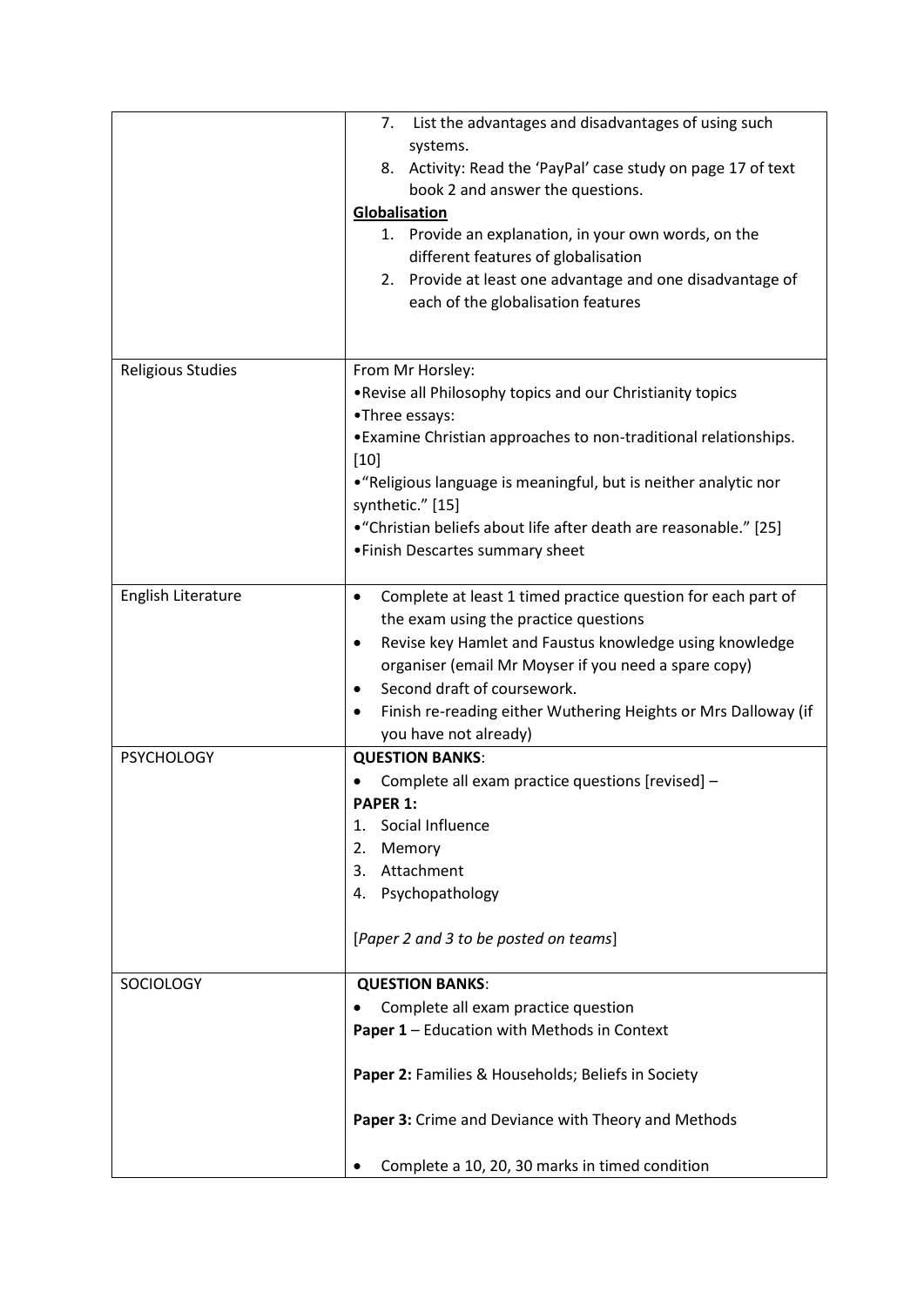| | |
|---|---|
| | 7. List the advantages and disadvantages of using such systems.<br>8. Activity: Read the 'PayPal' case study on page 17 of text book 2 and answer the questions.<br>**<u>Globalisation</u>**<br>1. Provide an explanation, in your own words, on the different features of globalisation<br>2. Provide at least one advantage and one disadvantage of each of the globalisation features |
| Religious Studies | From Mr Horsley:<br>•Revise all Philosophy topics and our Christianity topics<br>•Three essays:<br>•Examine Christian approaches to non-traditional relationships. [10]<br>•"Religious language is meaningful, but is neither analytic nor synthetic." [15]<br>•"Christian beliefs about life after death are reasonable." [25]<br>•Finish Descartes summary sheet |
| English Literature | • Complete at least 1 timed practice question for each part of the exam using the practice questions<br>• Revise key Hamlet and Faustus knowledge using knowledge organiser (email Mr Moyser if you need a spare copy)<br>• Second draft of coursework.<br>• Finish re-reading either Wuthering Heights or Mrs Dalloway (if you have not already) |
| PSYCHOLOGY | **QUESTION BANKS**:<br>• Complete all exam practice questions [revised] –<br>**PAPER 1:**<br>1. Social Influence<br>2. Memory<br>3. Attachment<br>4. Psychopathology<br><br>[*Paper 2 and 3 to be posted on teams*] |
| SOCIOLOGY | **QUESTION BANKS**:<br>• Complete all exam practice question<br>**Paper 1** – Education with Methods in Context<br><br>**Paper 2:** Families & Households; Beliefs in Society<br><br>**Paper 3:** Crime and Deviance with Theory and Methods<br><br>• Complete a 10, 20, 30 marks in timed condition |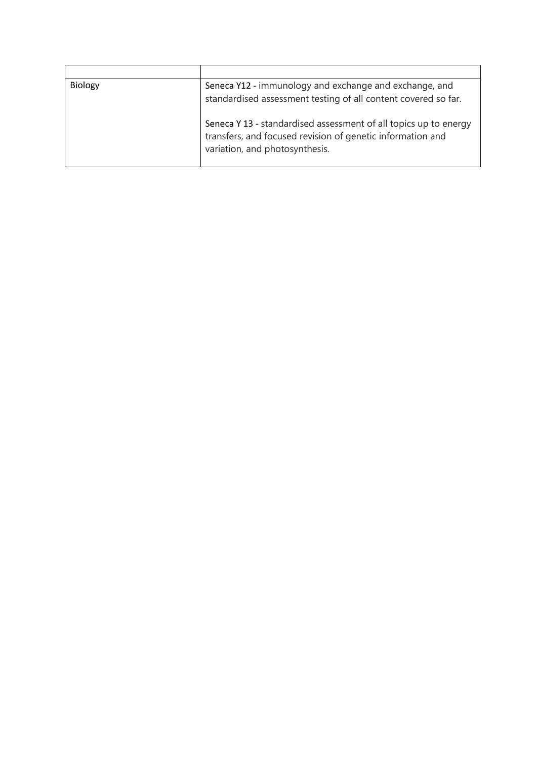| | |
|---|---|
| Biology | Seneca Y12 - immunology and exchange and exchange, and standardised assessment testing of all content covered so far.<br><br>Seneca Y 13 - standardised assessment of all topics up to energy transfers, and focused revision of genetic information and variation, and photosynthesis. |